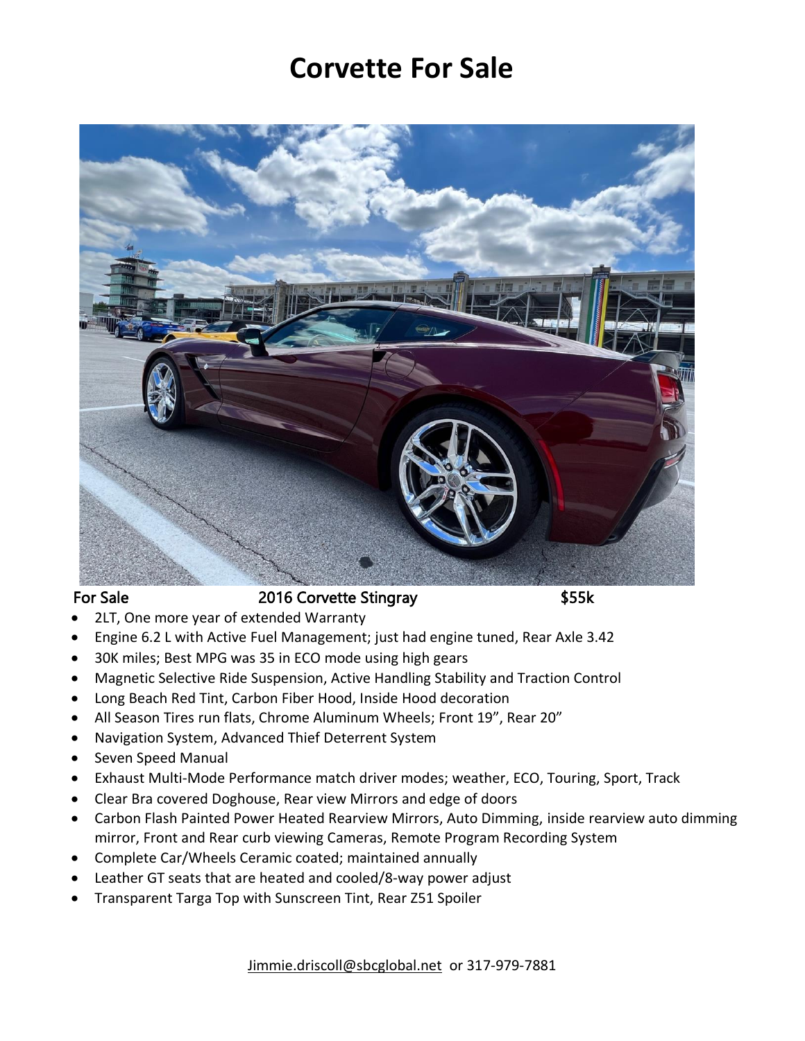# Corvette For Sale

For Sale 2016 Corvette Stingray $55k

- 2LT, One more year of extended Warranty
- Engine 6.2 L with Active Fuel Management; just had engine tuned, Rear Axle 3.42
- 30K miles; Best MPG was 35 in ECO mode using high gears
- Magnetic Selective Ride Suspension, Active Handling Stability and Traction Control
- Long Beach Red Tint, Carbon Fiber Hood, Inside Hood decoration
- All Season Tires run flats, Chrome Aluminum Wheels; Front 19", Rear 20"
- Navigation System, Advanced Thief Deterrent System
- Seven Speed Manual
- Exhaust Multi-Mode Performance match driver modes; weather, ECO, Touring, Sport, Track
- Clear Bra covered Doghouse, Rear view Mirrors and edge of doors
- Carbon Flash Painted Power Heated Rearview Mirrors, Auto Dimming, inside rearview auto dimming mirror, Front and Rear curb viewing Cameras, Remote Program Recording System
- Complete Car/Wheels Ceramic coated; maintained annually
- Leather GT seats that are heated and cooled/8-way power adjust
- Transparent Targa Top with Sunscreen Tint, Rear Z51 Spoiler

Jimmie.driscoll@sbcglobal.net or 317-979-7881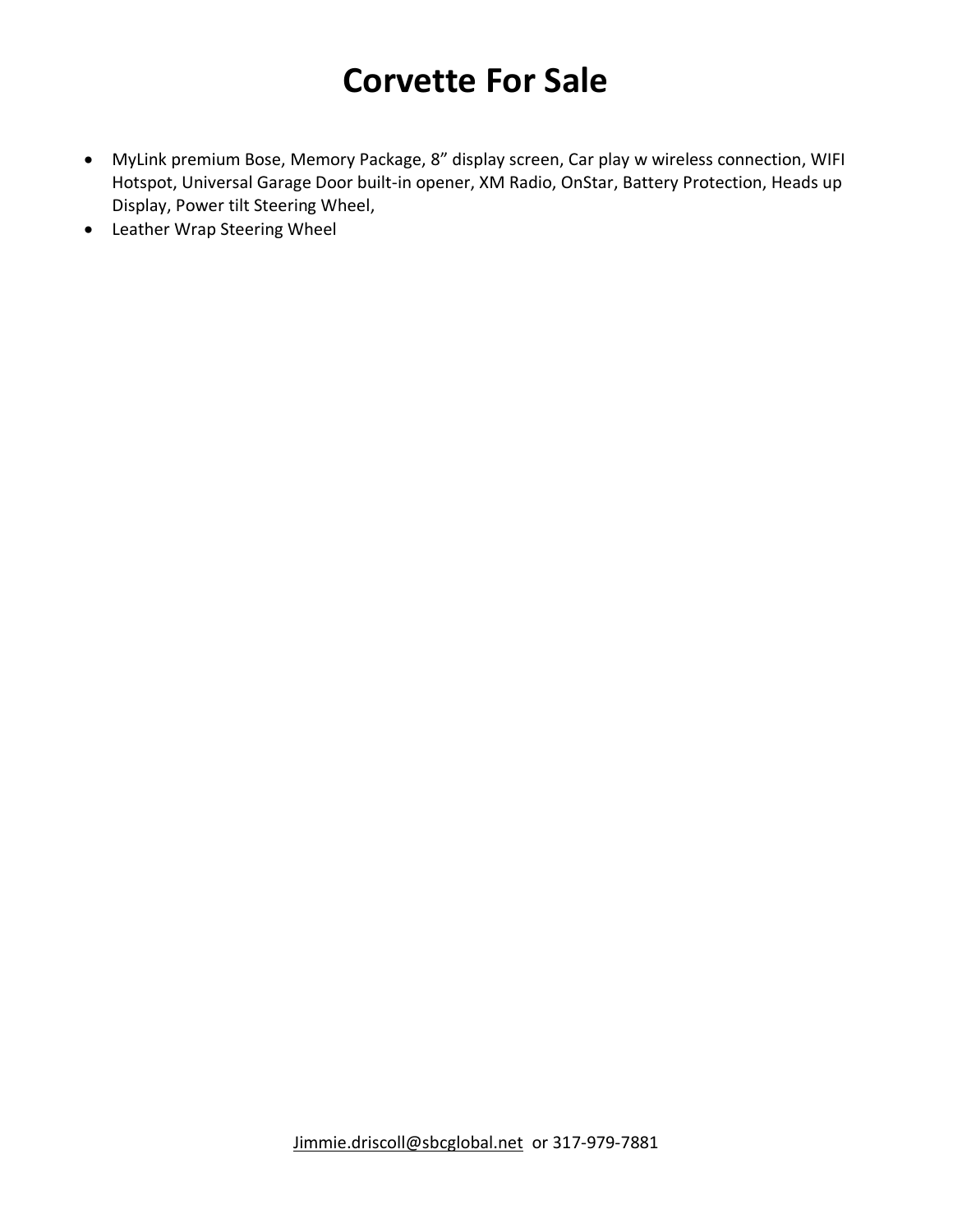# Corvette For Sale

- MyLink premium Bose, Memory Package, 8" display screen, Car play w wireless connection, WIFI Hotspot, Universal Garage Door built-in opener, XM Radio, OnStar, Battery Protection, Heads up Display, Power tilt Steering Wheel,
- Leather Wrap Steering Wheel

Jimmie.driscoll@sbcglobal.net or 317-979-7881